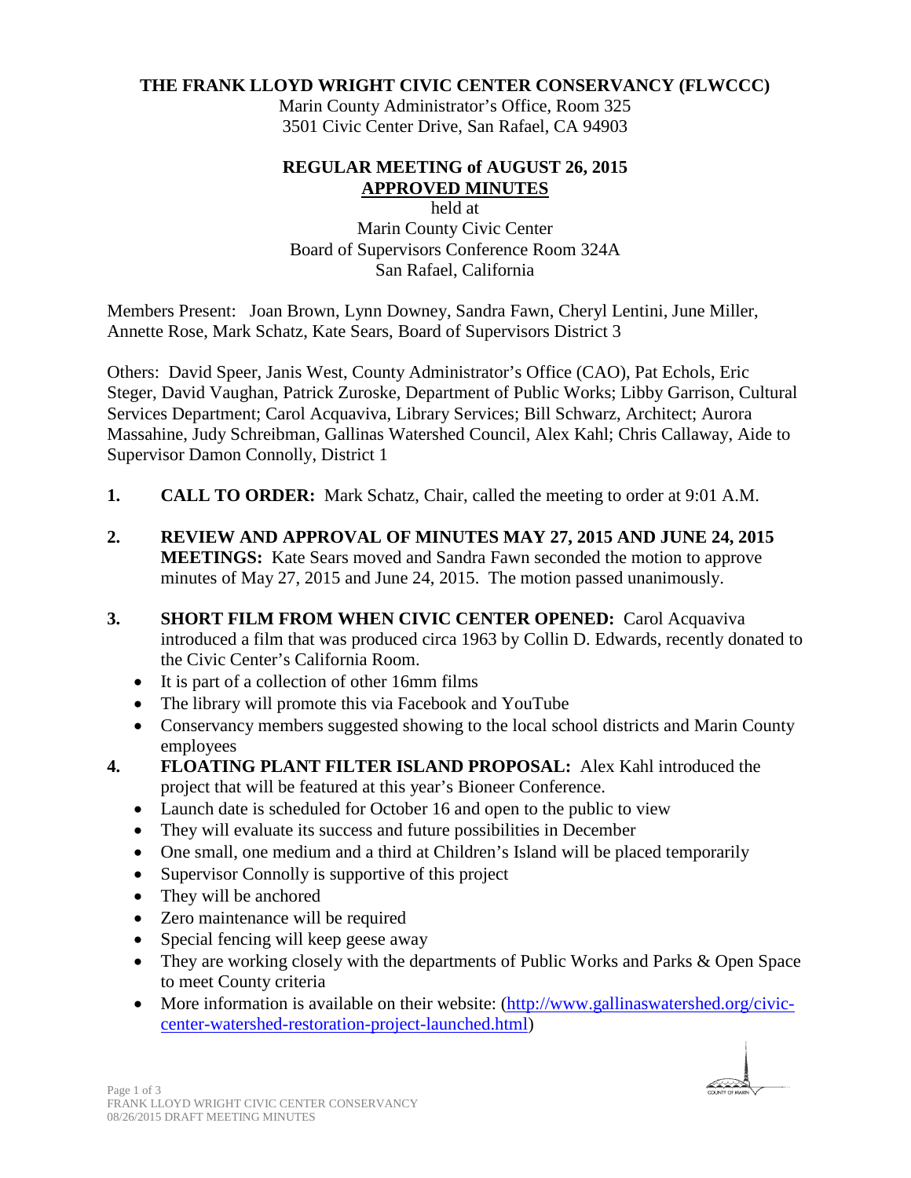# THE FRANK LLOYD WRIGHT CIVIC CENTER CONSERVANCY (FLWCCC)

Marin County Administrator's Office, Room 325
3501 Civic Center Drive, San Rafael, CA 94903

## REGULAR MEETING of AUGUST 26, 2015
## APPROVED MINUTES

held at
Marin County Civic Center
Board of Supervisors Conference Room 324A
San Rafael, California

Members Present: Joan Brown, Lynn Downey, Sandra Fawn, Cheryl Lentini, June Miller, Annette Rose, Mark Schatz, Kate Sears, Board of Supervisors District 3

Others: David Speer, Janis West, County Administrator's Office (CAO), Pat Echols, Eric Steger, David Vaughan, Patrick Zuroske, Department of Public Works; Libby Garrison, Cultural Services Department; Carol Acquaviva, Library Services; Bill Schwarz, Architect; Aurora Massahine, Judy Schreibman, Gallinas Watershed Council, Alex Kahl; Chris Callaway, Aide to Supervisor Damon Connolly, District 1

1. **CALL TO ORDER:** Mark Schatz, Chair, called the meeting to order at 9:01 A.M.

2. **REVIEW AND APPROVAL OF MINUTES MAY 27, 2015 AND JUNE 24, 2015 MEETINGS:** Kate Sears moved and Sandra Fawn seconded the motion to approve minutes of May 27, 2015 and June 24, 2015. The motion passed unanimously.

3. **SHORT FILM FROM WHEN CIVIC CENTER OPENED:** Carol Acquaviva introduced a film that was produced circa 1963 by Collin D. Edwards, recently donated to the Civic Center's California Room.
   - It is part of a collection of other 16mm films
   - The library will promote this via Facebook and YouTube
   - Conservancy members suggested showing to the local school districts and Marin County employees

4. **FLOATING PLANT FILTER ISLAND PROPOSAL:** Alex Kahl introduced the project that will be featured at this year's Bioneer Conference.
   - Launch date is scheduled for October 16 and open to the public to view
   - They will evaluate its success and future possibilities in December
   - One small, one medium and a third at Children's Island will be placed temporarily
   - Supervisor Connolly is supportive of this project
   - They will be anchored
   - Zero maintenance will be required
   - Special fencing will keep geese away
   - They are working closely with the departments of Public Works and Parks & Open Space to meet County criteria
   - More information is available on their website: (http://www.gallinaswatershed.org/civic-center-watershed-restoration-project-launched.html)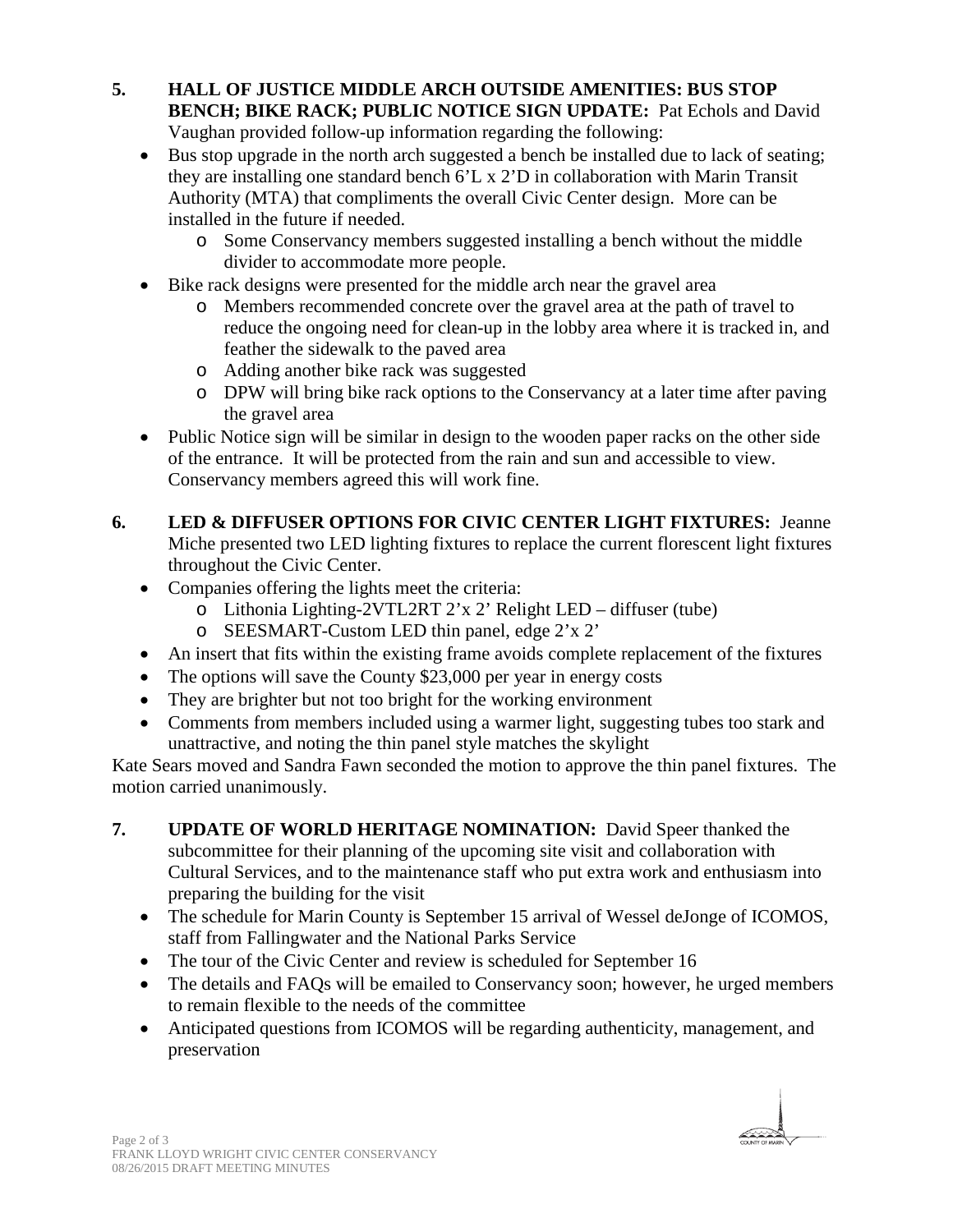**5. HALL OF JUSTICE MIDDLE ARCH OUTSIDE AMENITIES: BUS STOP BENCH; BIKE RACK; PUBLIC NOTICE SIGN UPDATE:** Pat Echols and David Vaughan provided follow-up information regarding the following:

- Bus stop upgrade in the north arch suggested a bench be installed due to lack of seating; they are installing one standard bench 6'L x 2'D in collaboration with Marin Transit Authority (MTA) that compliments the overall Civic Center design. More can be installed in the future if needed.
  - Some Conservancy members suggested installing a bench without the middle divider to accommodate more people.
- Bike rack designs were presented for the middle arch near the gravel area
  - Members recommended concrete over the gravel area at the path of travel to reduce the ongoing need for clean-up in the lobby area where it is tracked in, and feather the sidewalk to the paved area
  - Adding another bike rack was suggested
  - DPW will bring bike rack options to the Conservancy at a later time after paving the gravel area
- Public Notice sign will be similar in design to the wooden paper racks on the other side of the entrance. It will be protected from the rain and sun and accessible to view. Conservancy members agreed this will work fine.

**6. LED & DIFFUSER OPTIONS FOR CIVIC CENTER LIGHT FIXTURES:** Jeanne Miche presented two LED lighting fixtures to replace the current florescent light fixtures throughout the Civic Center.

- Companies offering the lights meet the criteria:
  - Lithonia Lighting-2VTL2RT 2'x 2' Relight LED – diffuser (tube)
  - SEESMART-Custom LED thin panel, edge 2'x 2'
- An insert that fits within the existing frame avoids complete replacement of the fixtures
- The options will save the County $23,000 per year in energy costs
- They are brighter but not too bright for the working environment
- Comments from members included using a warmer light, suggesting tubes too stark and unattractive, and noting the thin panel style matches the skylight

Kate Sears moved and Sandra Fawn seconded the motion to approve the thin panel fixtures. The motion carried unanimously.

**7. UPDATE OF WORLD HERITAGE NOMINATION:** David Speer thanked the subcommittee for their planning of the upcoming site visit and collaboration with Cultural Services, and to the maintenance staff who put extra work and enthusiasm into preparing the building for the visit

- The schedule for Marin County is September 15 arrival of Wessel deJonge of ICOMOS, staff from Fallingwater and the National Parks Service
- The tour of the Civic Center and review is scheduled for September 16
- The details and FAQs will be emailed to Conservancy soon; however, he urged members to remain flexible to the needs of the committee
- Anticipated questions from ICOMOS will be regarding authenticity, management, and preservation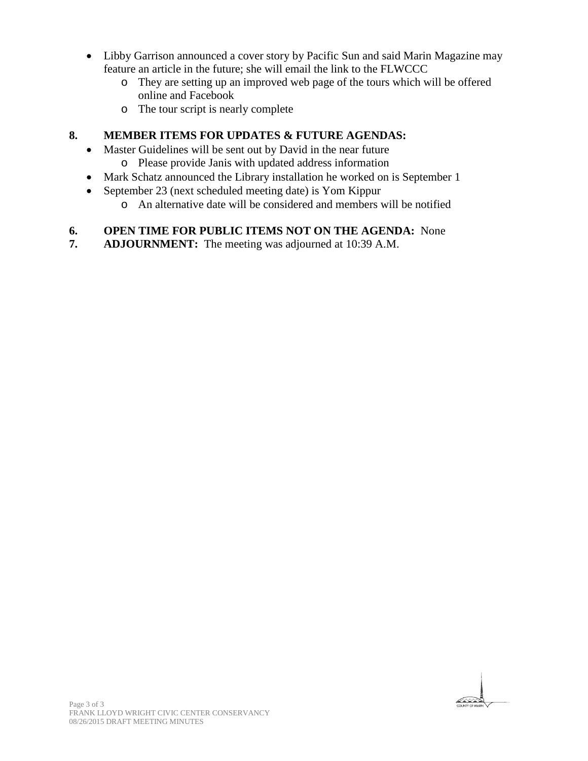- Libby Garrison announced a cover story by Pacific Sun and said Marin Magazine may feature an article in the future; she will email the link to the FLWCCC
  - They are setting up an improved web page of the tours which will be offered online and Facebook
  - The tour script is nearly complete

**8. MEMBER ITEMS FOR UPDATES & FUTURE AGENDAS:**

- Master Guidelines will be sent out by David in the near future
  - Please provide Janis with updated address information
- Mark Schatz announced the Library installation he worked on is September 1
- September 23 (next scheduled meeting date) is Yom Kippur
  - An alternative date will be considered and members will be notified

**6. OPEN TIME FOR PUBLIC ITEMS NOT ON THE AGENDA:** None

**7. ADJOURNMENT:** The meeting was adjourned at 10:39 A.M.